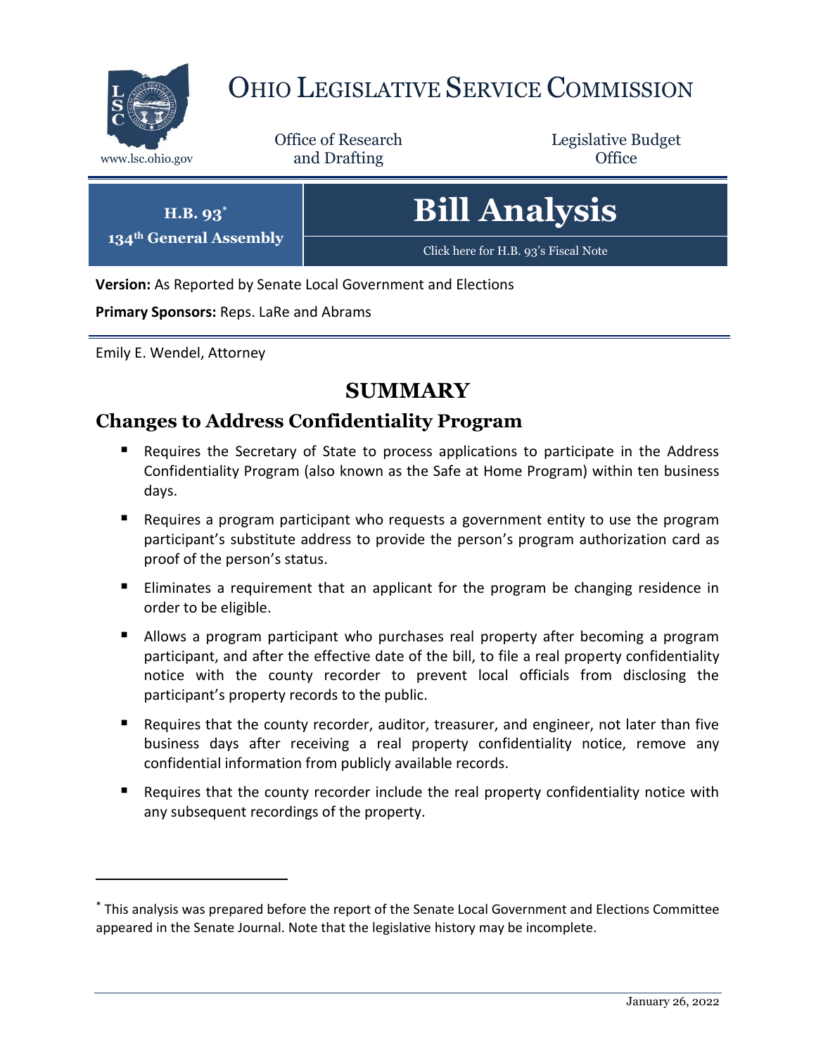# OHIO LEGISLATIVE SERVICE COMMISSION

www.lsc.ohio.gov

Office of Research and Drafting

Legislative Budget Office

**H.B. 93***
**134th General Assembly**

# Bill Analysis

Click here for H.B. 93's Fiscal Note

**Version:** As Reported by Senate Local Government and Elections

**Primary Sponsors:** Reps. LaRe and Abrams

Emily E. Wendel, Attorney

## SUMMARY

### Changes to Address Confidentiality Program

- Requires the Secretary of State to process applications to participate in the Address Confidentiality Program (also known as the Safe at Home Program) within ten business days.
- Requires a program participant who requests a government entity to use the program participant's substitute address to provide the person's program authorization card as proof of the person's status.
- Eliminates a requirement that an applicant for the program be changing residence in order to be eligible.
- Allows a program participant who purchases real property after becoming a program participant, and after the effective date of the bill, to file a real property confidentiality notice with the county recorder to prevent local officials from disclosing the participant's property records to the public.
- Requires that the county recorder, auditor, treasurer, and engineer, not later than five business days after receiving a real property confidentiality notice, remove any confidential information from publicly available records.
- Requires that the county recorder include the real property confidentiality notice with any subsequent recordings of the property.

* This analysis was prepared before the report of the Senate Local Government and Elections Committee appeared in the Senate Journal. Note that the legislative history may be incomplete.

January 26, 2022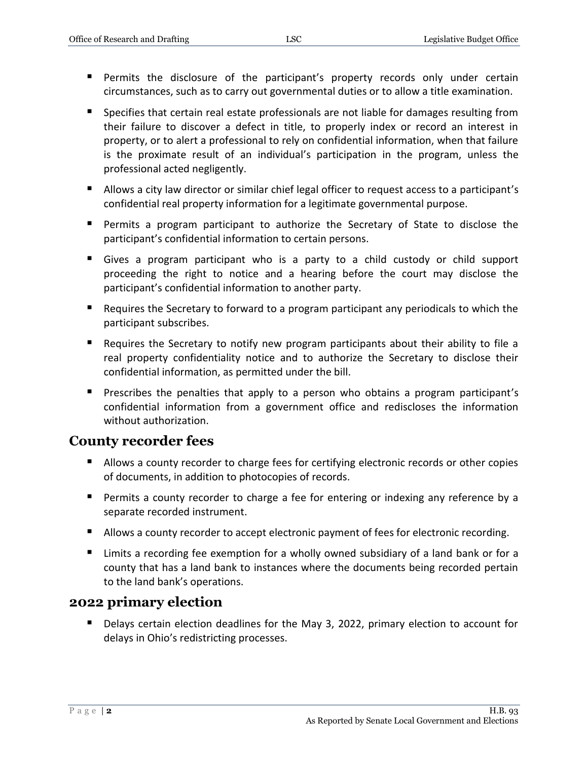- Permits the disclosure of the participant's property records only under certain circumstances, such as to carry out governmental duties or to allow a title examination.
- Specifies that certain real estate professionals are not liable for damages resulting from their failure to discover a defect in title, to properly index or record an interest in property, or to alert a professional to rely on confidential information, when that failure is the proximate result of an individual's participation in the program, unless the professional acted negligently.
- Allows a city law director or similar chief legal officer to request access to a participant's confidential real property information for a legitimate governmental purpose.
- Permits a program participant to authorize the Secretary of State to disclose the participant's confidential information to certain persons.
- Gives a program participant who is a party to a child custody or child support proceeding the right to notice and a hearing before the court may disclose the participant's confidential information to another party.
- Requires the Secretary to forward to a program participant any periodicals to which the participant subscribes.
- Requires the Secretary to notify new program participants about their ability to file a real property confidentiality notice and to authorize the Secretary to disclose their confidential information, as permitted under the bill.
- Prescribes the penalties that apply to a person who obtains a program participant's confidential information from a government office and rediscloses the information without authorization.

## County recorder fees

- Allows a county recorder to charge fees for certifying electronic records or other copies of documents, in addition to photocopies of records.
- Permits a county recorder to charge a fee for entering or indexing any reference by a separate recorded instrument.
- Allows a county recorder to accept electronic payment of fees for electronic recording.
- Limits a recording fee exemption for a wholly owned subsidiary of a land bank or for a county that has a land bank to instances where the documents being recorded pertain to the land bank's operations.

## 2022 primary election

- Delays certain election deadlines for the May 3, 2022, primary election to account for delays in Ohio's redistricting processes.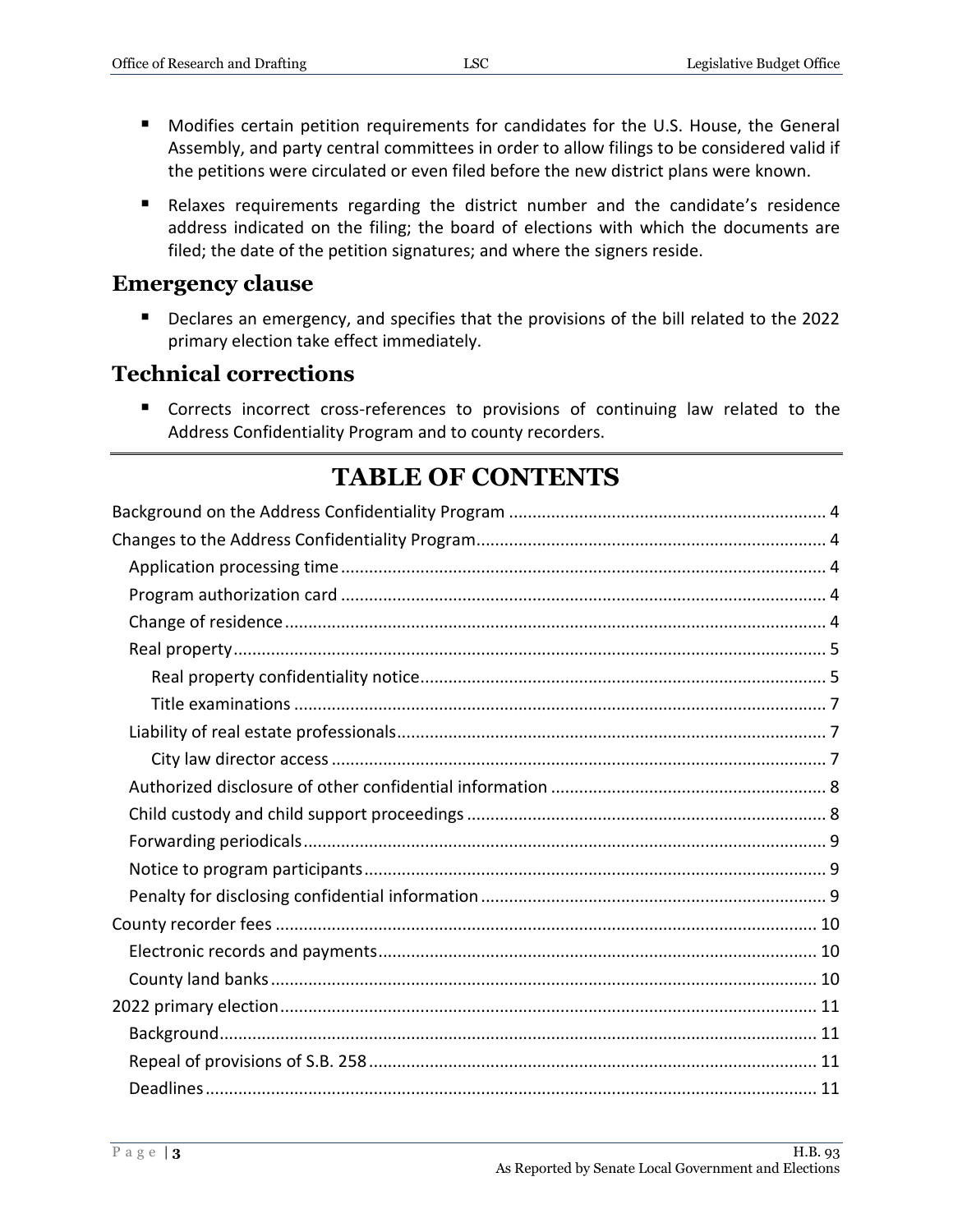- Modifies certain petition requirements for candidates for the U.S. House, the General Assembly, and party central committees in order to allow filings to be considered valid if the petitions were circulated or even filed before the new district plans were known.
- Relaxes requirements regarding the district number and the candidate's residence address indicated on the filing; the board of elections with which the documents are filed; the date of the petition signatures; and where the signers reside.

## Emergency clause

- Declares an emergency, and specifies that the provisions of the bill related to the 2022 primary election take effect immediately.

## Technical corrections

- Corrects incorrect cross-references to provisions of continuing law related to the Address Confidentiality Program and to county recorders.

---

# TABLE OF CONTENTS

Background on the Address Confidentiality Program ..... 4
Changes to the Address Confidentiality Program ..... 4
- Application processing time ..... 4
- Program authorization card ..... 4
- Change of residence ..... 4
- Real property ..... 5
  - Real property confidentiality notice ..... 5
  - Title examinations ..... 7
- Liability of real estate professionals ..... 7
  - City law director access ..... 7
- Authorized disclosure of other confidential information ..... 8
- Child custody and child support proceedings ..... 8
- Forwarding periodicals ..... 9
- Notice to program participants ..... 9
- Penalty for disclosing confidential information ..... 9

County recorder fees ..... 10
- Electronic records and payments ..... 10
- County land banks ..... 10

2022 primary election ..... 11
- Background ..... 11
- Repeal of provisions of S.B. 258 ..... 11
- Deadlines ..... 11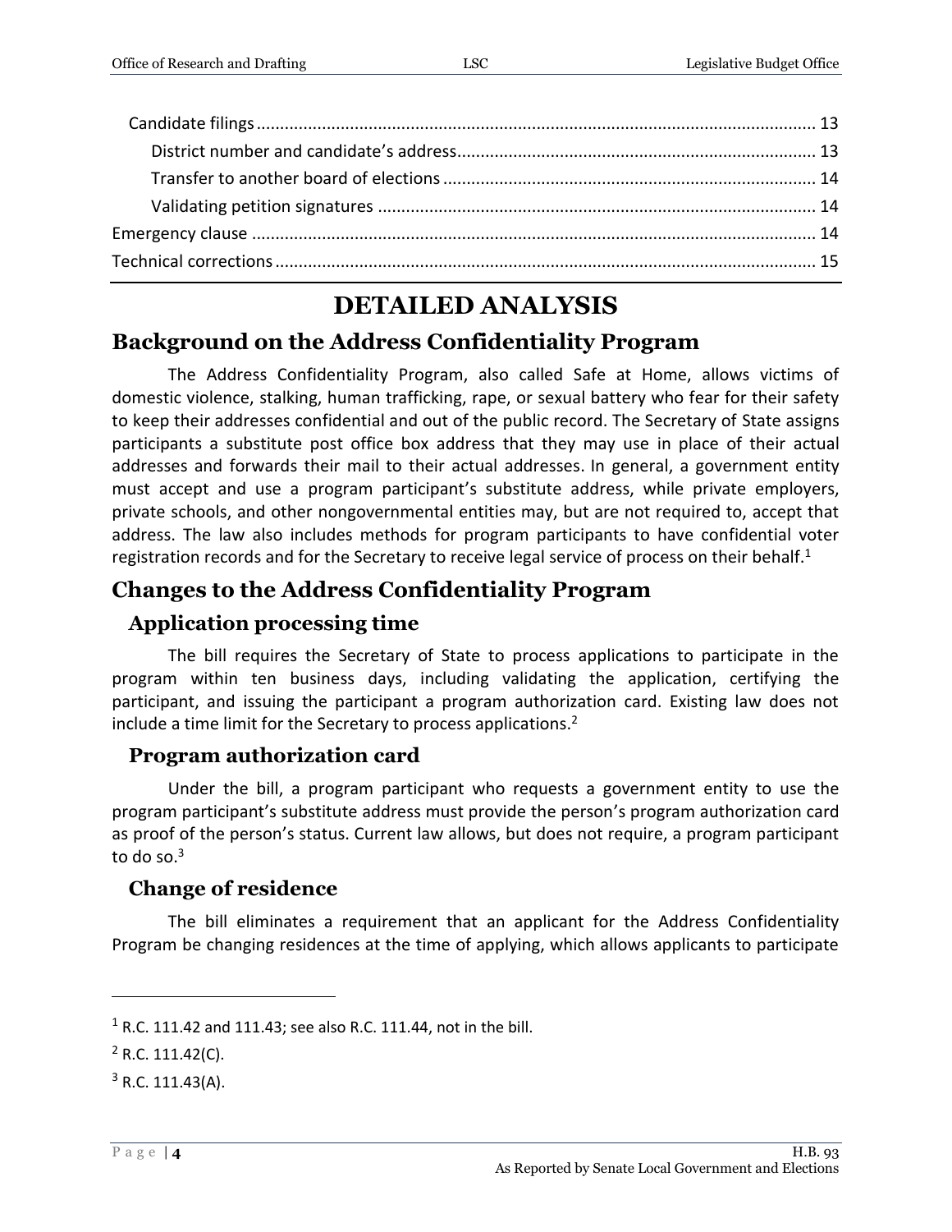Candidate filings ....................................................................................................... 13

District number and candidate's address............................................................................ 13

Transfer to another board of elections ................................................................................ 14

Validating petition signatures .............................................................................................. 14

Emergency clause ......................................................................................................................... 14

Technical corrections .................................................................................................................... 15

# DETAILED ANALYSIS

## Background on the Address Confidentiality Program

The Address Confidentiality Program, also called Safe at Home, allows victims of domestic violence, stalking, human trafficking, rape, or sexual battery who fear for their safety to keep their addresses confidential and out of the public record. The Secretary of State assigns participants a substitute post office box address that they may use in place of their actual addresses and forwards their mail to their actual addresses. In general, a government entity must accept and use a program participant's substitute address, while private employers, private schools, and other nongovernmental entities may, but are not required to, accept that address. The law also includes methods for program participants to have confidential voter registration records and for the Secretary to receive legal service of process on their behalf.[1]

## Changes to the Address Confidentiality Program

### Application processing time

The bill requires the Secretary of State to process applications to participate in the program within ten business days, including validating the application, certifying the participant, and issuing the participant a program authorization card. Existing law does not include a time limit for the Secretary to process applications.[2]

### Program authorization card

Under the bill, a program participant who requests a government entity to use the program participant's substitute address must provide the person's program authorization card as proof of the person's status. Current law allows, but does not require, a program participant to do so.[3]

### Change of residence

The bill eliminates a requirement that an applicant for the Address Confidentiality Program be changing residences at the time of applying, which allows applicants to participate

---

[1] R.C. 111.42 and 111.43; see also R.C. 111.44, not in the bill.

[2] R.C. 111.42(C).

[3] R.C. 111.43(A).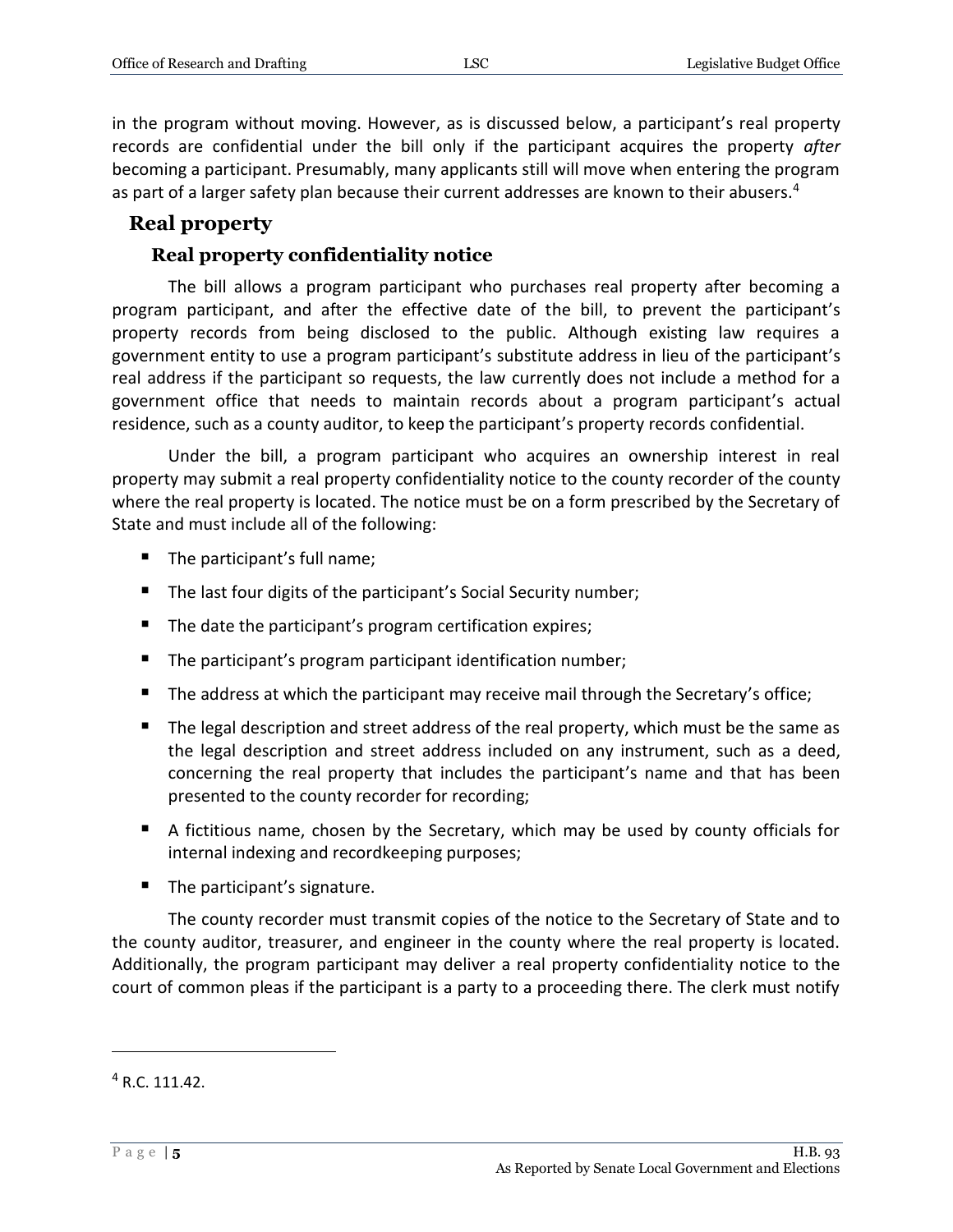in the program without moving. However, as is discussed below, a participant's real property records are confidential under the bill only if the participant acquires the property *after* becoming a participant. Presumably, many applicants still will move when entering the program as part of a larger safety plan because their current addresses are known to their abusers.[4]

## Real property

### Real property confidentiality notice

The bill allows a program participant who purchases real property after becoming a program participant, and after the effective date of the bill, to prevent the participant's property records from being disclosed to the public. Although existing law requires a government entity to use a program participant's substitute address in lieu of the participant's real address if the participant so requests, the law currently does not include a method for a government office that needs to maintain records about a program participant's actual residence, such as a county auditor, to keep the participant's property records confidential.

Under the bill, a program participant who acquires an ownership interest in real property may submit a real property confidentiality notice to the county recorder of the county where the real property is located. The notice must be on a form prescribed by the Secretary of State and must include all of the following:

- The participant's full name;
- The last four digits of the participant's Social Security number;
- The date the participant's program certification expires;
- The participant's program participant identification number;
- The address at which the participant may receive mail through the Secretary's office;
- The legal description and street address of the real property, which must be the same as the legal description and street address included on any instrument, such as a deed, concerning the real property that includes the participant's name and that has been presented to the county recorder for recording;
- A fictitious name, chosen by the Secretary, which may be used by county officials for internal indexing and recordkeeping purposes;
- The participant's signature.

The county recorder must transmit copies of the notice to the Secretary of State and to the county auditor, treasurer, and engineer in the county where the real property is located. Additionally, the program participant may deliver a real property confidentiality notice to the court of common pleas if the participant is a party to a proceeding there. The clerk must notify

---

[4] R.C. 111.42.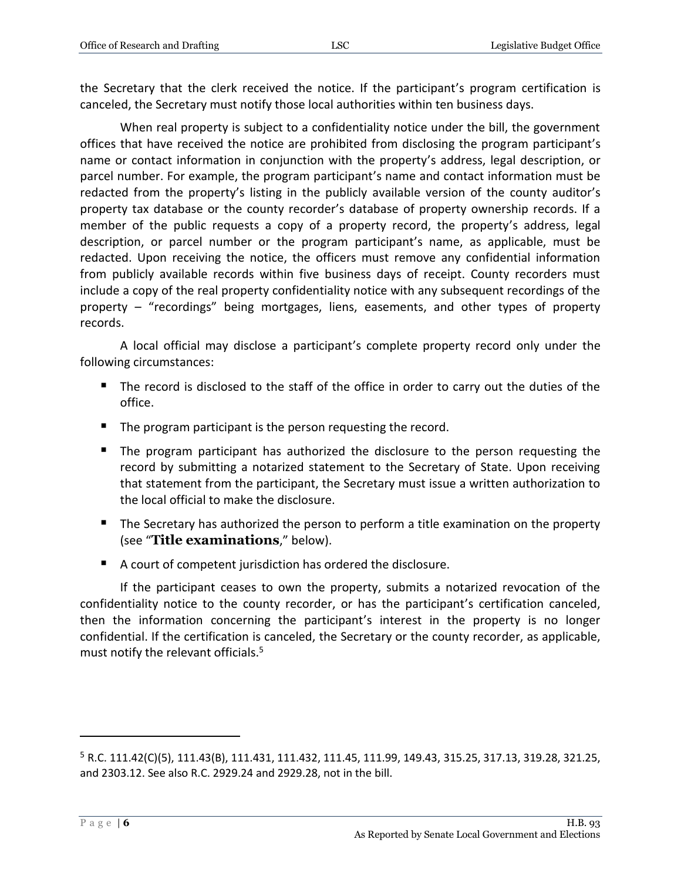the Secretary that the clerk received the notice. If the participant's program certification is canceled, the Secretary must notify those local authorities within ten business days.

When real property is subject to a confidentiality notice under the bill, the government offices that have received the notice are prohibited from disclosing the program participant's name or contact information in conjunction with the property's address, legal description, or parcel number. For example, the program participant's name and contact information must be redacted from the property's listing in the publicly available version of the county auditor's property tax database or the county recorder's database of property ownership records. If a member of the public requests a copy of a property record, the property's address, legal description, or parcel number or the program participant's name, as applicable, must be redacted. Upon receiving the notice, the officers must remove any confidential information from publicly available records within five business days of receipt. County recorders must include a copy of the real property confidentiality notice with any subsequent recordings of the property – "recordings" being mortgages, liens, easements, and other types of property records.

A local official may disclose a participant's complete property record only under the following circumstances:

- The record is disclosed to the staff of the office in order to carry out the duties of the office.
- The program participant is the person requesting the record.
- The program participant has authorized the disclosure to the person requesting the record by submitting a notarized statement to the Secretary of State. Upon receiving that statement from the participant, the Secretary must issue a written authorization to the local official to make the disclosure.
- The Secretary has authorized the person to perform a title examination on the property (see "**Title examinations**," below).
- A court of competent jurisdiction has ordered the disclosure.

If the participant ceases to own the property, submits a notarized revocation of the confidentiality notice to the county recorder, or has the participant's certification canceled, then the information concerning the participant's interest in the property is no longer confidential. If the certification is canceled, the Secretary or the county recorder, as applicable, must notify the relevant officials.[5]

---

[5] R.C. 111.42(C)(5), 111.43(B), 111.431, 111.432, 111.45, 111.99, 149.43, 315.25, 317.13, 319.28, 321.25, and 2303.12. See also R.C. 2929.24 and 2929.28, not in the bill.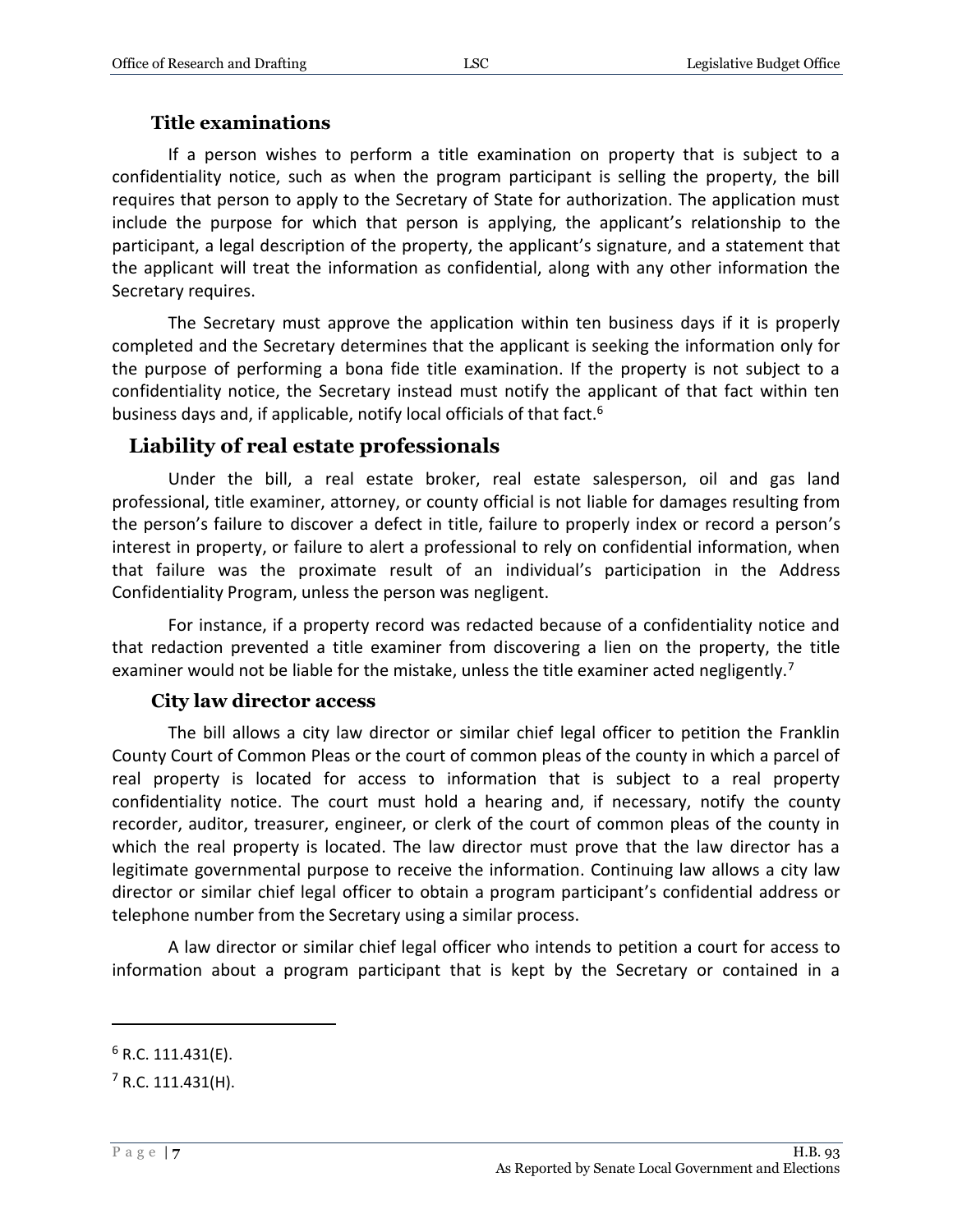### Title examinations

If a person wishes to perform a title examination on property that is subject to a confidentiality notice, such as when the program participant is selling the property, the bill requires that person to apply to the Secretary of State for authorization. The application must include the purpose for which that person is applying, the applicant's relationship to the participant, a legal description of the property, the applicant's signature, and a statement that the applicant will treat the information as confidential, along with any other information the Secretary requires.

The Secretary must approve the application within ten business days if it is properly completed and the Secretary determines that the applicant is seeking the information only for the purpose of performing a bona fide title examination. If the property is not subject to a confidentiality notice, the Secretary instead must notify the applicant of that fact within ten business days and, if applicable, notify local officials of that fact.[6]

## Liability of real estate professionals

Under the bill, a real estate broker, real estate salesperson, oil and gas land professional, title examiner, attorney, or county official is not liable for damages resulting from the person's failure to discover a defect in title, failure to properly index or record a person's interest in property, or failure to alert a professional to rely on confidential information, when that failure was the proximate result of an individual's participation in the Address Confidentiality Program, unless the person was negligent.

For instance, if a property record was redacted because of a confidentiality notice and that redaction prevented a title examiner from discovering a lien on the property, the title examiner would not be liable for the mistake, unless the title examiner acted negligently.[7]

### City law director access

The bill allows a city law director or similar chief legal officer to petition the Franklin County Court of Common Pleas or the court of common pleas of the county in which a parcel of real property is located for access to information that is subject to a real property confidentiality notice. The court must hold a hearing and, if necessary, notify the county recorder, auditor, treasurer, engineer, or clerk of the court of common pleas of the county in which the real property is located. The law director must prove that the law director has a legitimate governmental purpose to receive the information. Continuing law allows a city law director or similar chief legal officer to obtain a program participant's confidential address or telephone number from the Secretary using a similar process.

A law director or similar chief legal officer who intends to petition a court for access to information about a program participant that is kept by the Secretary or contained in a

---

[6] R.C. 111.431(E).

[7] R.C. 111.431(H).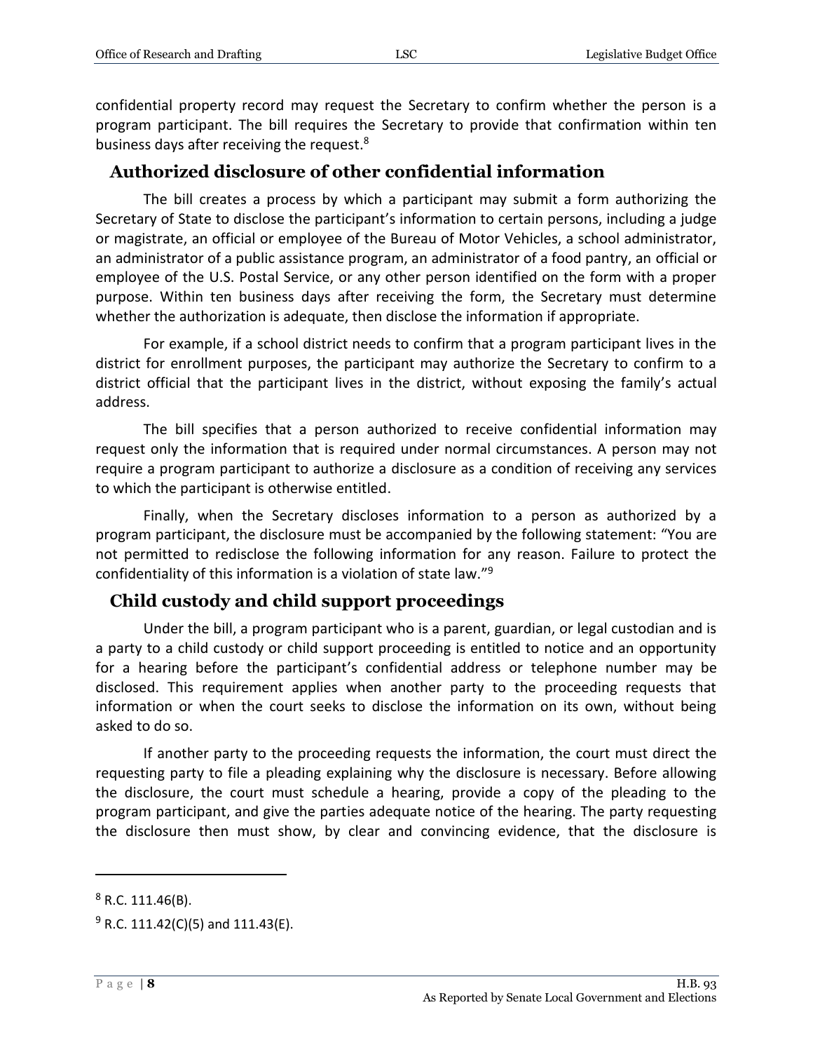confidential property record may request the Secretary to confirm whether the person is a program participant. The bill requires the Secretary to provide that confirmation within ten business days after receiving the request.[8]

## Authorized disclosure of other confidential information

The bill creates a process by which a participant may submit a form authorizing the Secretary of State to disclose the participant's information to certain persons, including a judge or magistrate, an official or employee of the Bureau of Motor Vehicles, a school administrator, an administrator of a public assistance program, an administrator of a food pantry, an official or employee of the U.S. Postal Service, or any other person identified on the form with a proper purpose. Within ten business days after receiving the form, the Secretary must determine whether the authorization is adequate, then disclose the information if appropriate.

For example, if a school district needs to confirm that a program participant lives in the district for enrollment purposes, the participant may authorize the Secretary to confirm to a district official that the participant lives in the district, without exposing the family's actual address.

The bill specifies that a person authorized to receive confidential information may request only the information that is required under normal circumstances. A person may not require a program participant to authorize a disclosure as a condition of receiving any services to which the participant is otherwise entitled.

Finally, when the Secretary discloses information to a person as authorized by a program participant, the disclosure must be accompanied by the following statement: "You are not permitted to redisclose the following information for any reason. Failure to protect the confidentiality of this information is a violation of state law."[9]

## Child custody and child support proceedings

Under the bill, a program participant who is a parent, guardian, or legal custodian and is a party to a child custody or child support proceeding is entitled to notice and an opportunity for a hearing before the participant's confidential address or telephone number may be disclosed. This requirement applies when another party to the proceeding requests that information or when the court seeks to disclose the information on its own, without being asked to do so.

If another party to the proceeding requests the information, the court must direct the requesting party to file a pleading explaining why the disclosure is necessary. Before allowing the disclosure, the court must schedule a hearing, provide a copy of the pleading to the program participant, and give the parties adequate notice of the hearing. The party requesting the disclosure then must show, by clear and convincing evidence, that the disclosure is

---

[8] R.C. 111.46(B).

[9] R.C. 111.42(C)(5) and 111.43(E).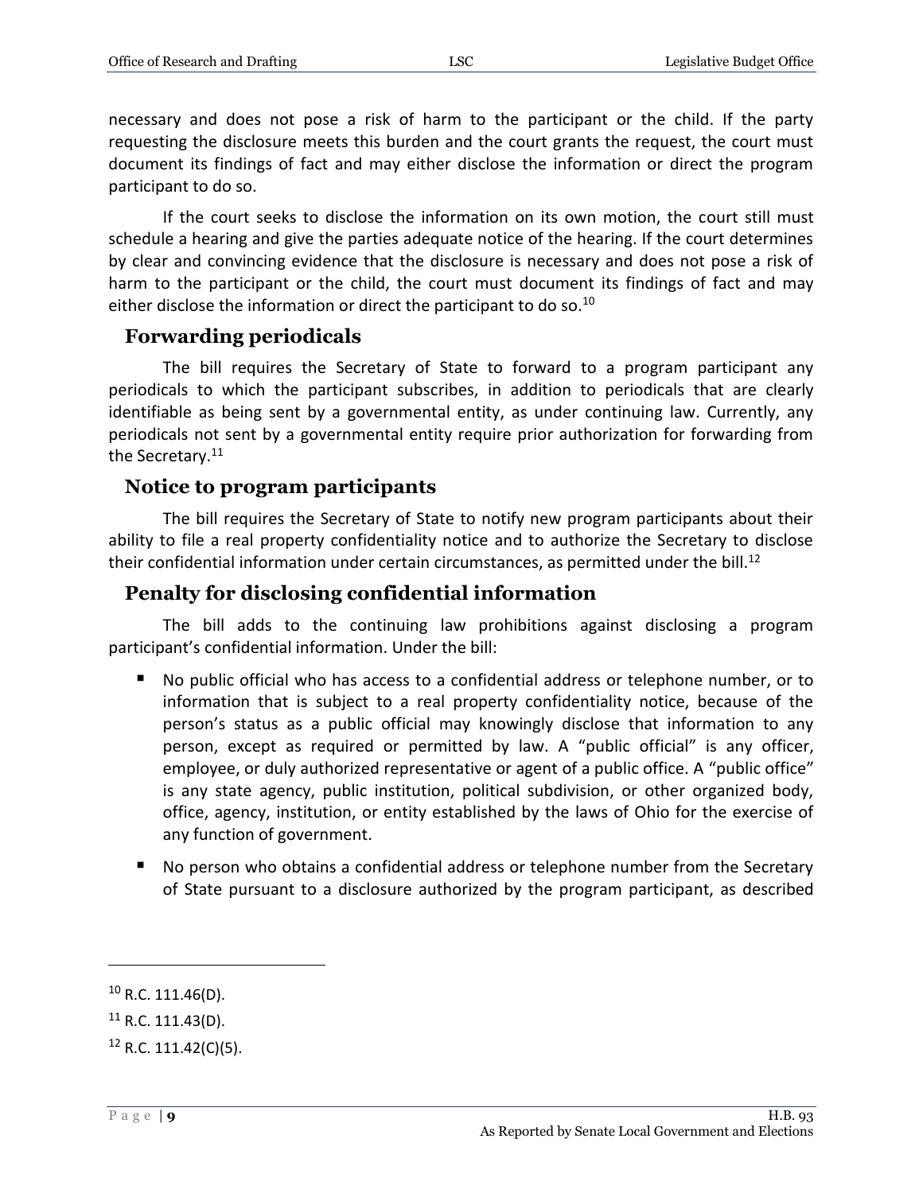necessary and does not pose a risk of harm to the participant or the child. If the party requesting the disclosure meets this burden and the court grants the request, the court must document its findings of fact and may either disclose the information or direct the program participant to do so.

If the court seeks to disclose the information on its own motion, the court still must schedule a hearing and give the parties adequate notice of the hearing. If the court determines by clear and convincing evidence that the disclosure is necessary and does not pose a risk of harm to the participant or the child, the court must document its findings of fact and may either disclose the information or direct the participant to do so.[10]

## Forwarding periodicals

The bill requires the Secretary of State to forward to a program participant any periodicals to which the participant subscribes, in addition to periodicals that are clearly identifiable as being sent by a governmental entity, as under continuing law. Currently, any periodicals not sent by a governmental entity require prior authorization for forwarding from the Secretary.[11]

## Notice to program participants

The bill requires the Secretary of State to notify new program participants about their ability to file a real property confidentiality notice and to authorize the Secretary to disclose their confidential information under certain circumstances, as permitted under the bill.[12]

## Penalty for disclosing confidential information

The bill adds to the continuing law prohibitions against disclosing a program participant's confidential information. Under the bill:

- No public official who has access to a confidential address or telephone number, or to information that is subject to a real property confidentiality notice, because of the person's status as a public official may knowingly disclose that information to any person, except as required or permitted by law. A "public official" is any officer, employee, or duly authorized representative or agent of a public office. A "public office" is any state agency, public institution, political subdivision, or other organized body, office, agency, institution, or entity established by the laws of Ohio for the exercise of any function of government.
- No person who obtains a confidential address or telephone number from the Secretary of State pursuant to a disclosure authorized by the program participant, as described

---

[10] R.C. 111.46(D).

[11] R.C. 111.43(D).

[12] R.C. 111.42(C)(5).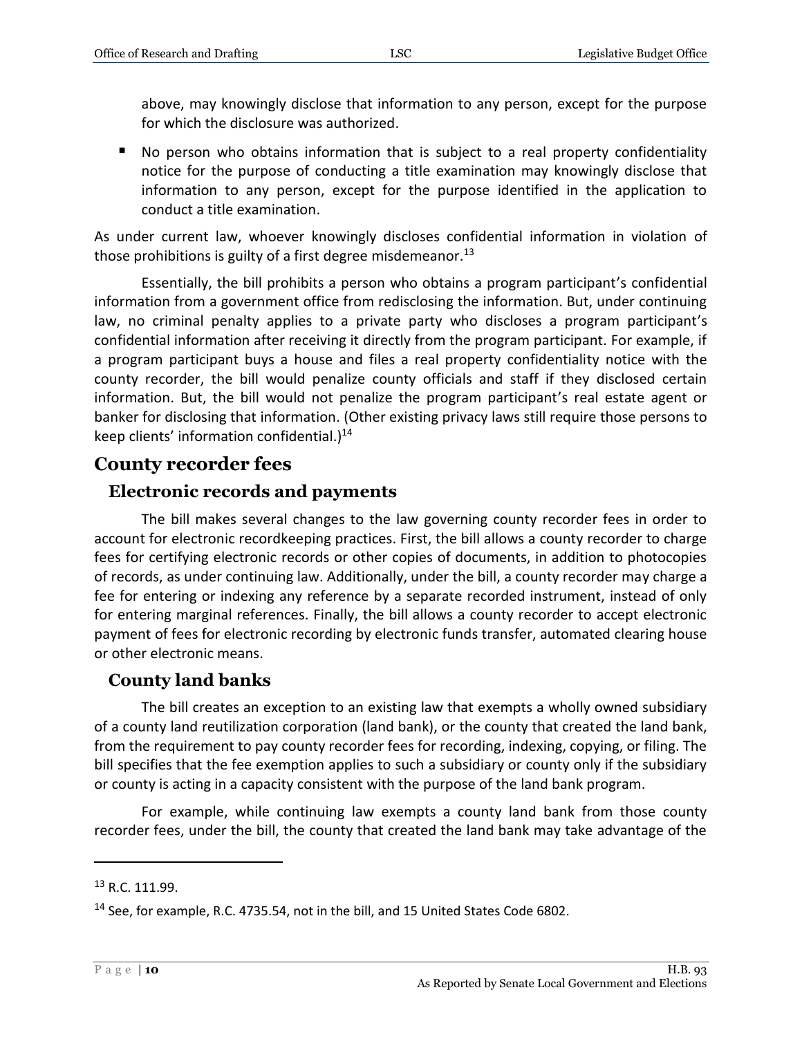above, may knowingly disclose that information to any person, except for the purpose for which the disclosure was authorized.

- No person who obtains information that is subject to a real property confidentiality notice for the purpose of conducting a title examination may knowingly disclose that information to any person, except for the purpose identified in the application to conduct a title examination.

As under current law, whoever knowingly discloses confidential information in violation of those prohibitions is guilty of a first degree misdemeanor.[13]

Essentially, the bill prohibits a person who obtains a program participant's confidential information from a government office from redisclosing the information. But, under continuing law, no criminal penalty applies to a private party who discloses a program participant's confidential information after receiving it directly from the program participant. For example, if a program participant buys a house and files a real property confidentiality notice with the county recorder, the bill would penalize county officials and staff if they disclosed certain information. But, the bill would not penalize the program participant's real estate agent or banker for disclosing that information. (Other existing privacy laws still require those persons to keep clients' information confidential.)[14]

## County recorder fees

### Electronic records and payments

The bill makes several changes to the law governing county recorder fees in order to account for electronic recordkeeping practices. First, the bill allows a county recorder to charge fees for certifying electronic records or other copies of documents, in addition to photocopies of records, as under continuing law. Additionally, under the bill, a county recorder may charge a fee for entering or indexing any reference by a separate recorded instrument, instead of only for entering marginal references. Finally, the bill allows a county recorder to accept electronic payment of fees for electronic recording by electronic funds transfer, automated clearing house or other electronic means.

### County land banks

The bill creates an exception to an existing law that exempts a wholly owned subsidiary of a county land reutilization corporation (land bank), or the county that created the land bank, from the requirement to pay county recorder fees for recording, indexing, copying, or filing. The bill specifies that the fee exemption applies to such a subsidiary or county only if the subsidiary or county is acting in a capacity consistent with the purpose of the land bank program.

For example, while continuing law exempts a county land bank from those county recorder fees, under the bill, the county that created the land bank may take advantage of the

---

[13] R.C. 111.99.

[14] See, for example, R.C. 4735.54, not in the bill, and 15 United States Code 6802.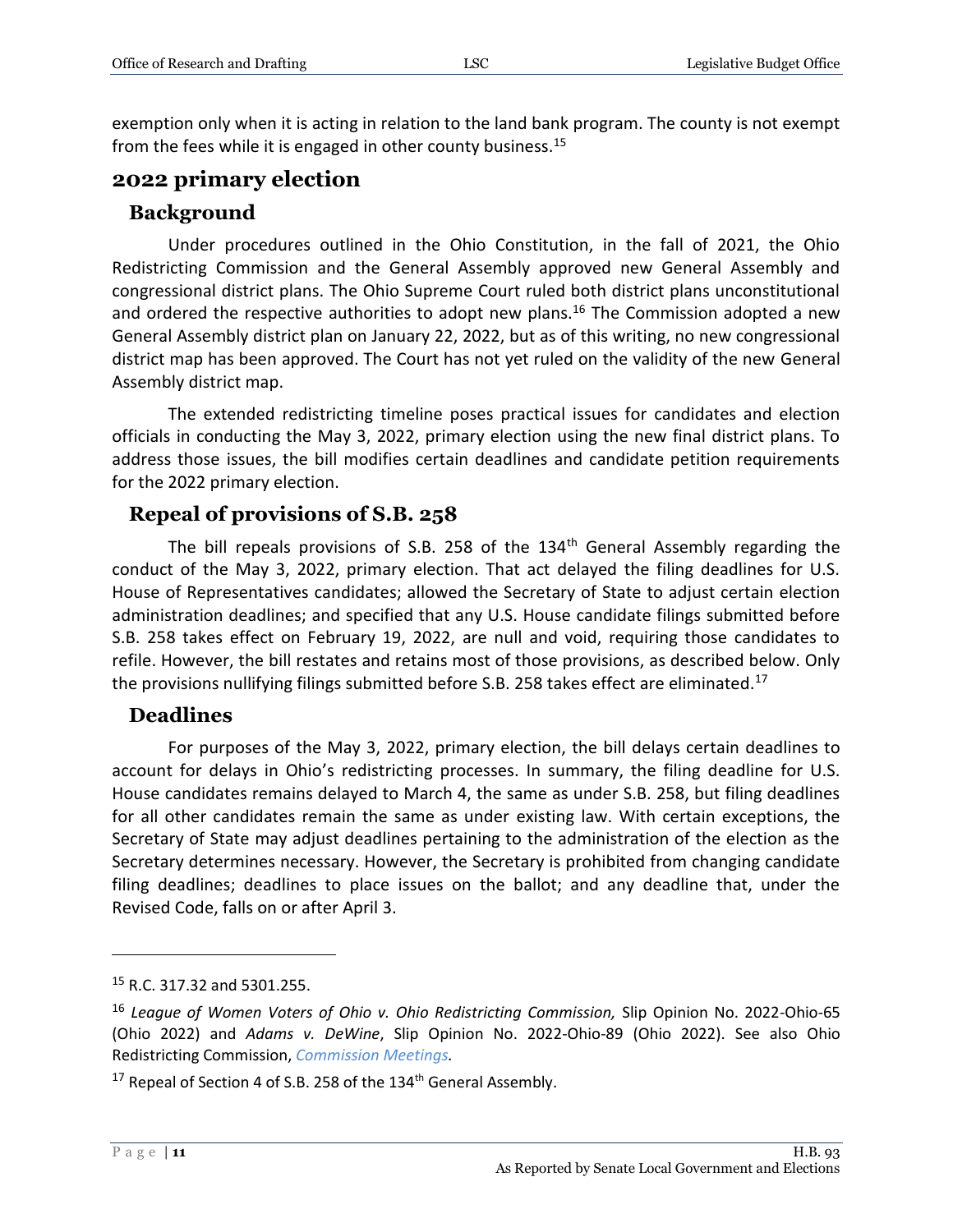exemption only when it is acting in relation to the land bank program. The county is not exempt from the fees while it is engaged in other county business.[15]

## 2022 primary election

### Background

Under procedures outlined in the Ohio Constitution, in the fall of 2021, the Ohio Redistricting Commission and the General Assembly approved new General Assembly and congressional district plans. The Ohio Supreme Court ruled both district plans unconstitutional and ordered the respective authorities to adopt new plans.[16] The Commission adopted a new General Assembly district plan on January 22, 2022, but as of this writing, no new congressional district map has been approved. The Court has not yet ruled on the validity of the new General Assembly district map.

The extended redistricting timeline poses practical issues for candidates and election officials in conducting the May 3, 2022, primary election using the new final district plans. To address those issues, the bill modifies certain deadlines and candidate petition requirements for the 2022 primary election.

### Repeal of provisions of S.B. 258

The bill repeals provisions of S.B. 258 of the 134th General Assembly regarding the conduct of the May 3, 2022, primary election. That act delayed the filing deadlines for U.S. House of Representatives candidates; allowed the Secretary of State to adjust certain election administration deadlines; and specified that any U.S. House candidate filings submitted before S.B. 258 takes effect on February 19, 2022, are null and void, requiring those candidates to refile. However, the bill restates and retains most of those provisions, as described below. Only the provisions nullifying filings submitted before S.B. 258 takes effect are eliminated.[17]

### Deadlines

For purposes of the May 3, 2022, primary election, the bill delays certain deadlines to account for delays in Ohio's redistricting processes. In summary, the filing deadline for U.S. House candidates remains delayed to March 4, the same as under S.B. 258, but filing deadlines for all other candidates remain the same as under existing law. With certain exceptions, the Secretary of State may adjust deadlines pertaining to the administration of the election as the Secretary determines necessary. However, the Secretary is prohibited from changing candidate filing deadlines; deadlines to place issues on the ballot; and any deadline that, under the Revised Code, falls on or after April 3.

---

[15] R.C. 317.32 and 5301.255.

[16] *League of Women Voters of Ohio v. Ohio Redistricting Commission,* Slip Opinion No. 2022-Ohio-65 (Ohio 2022) and *Adams v. DeWine*, Slip Opinion No. 2022-Ohio-89 (Ohio 2022). See also Ohio Redistricting Commission, *Commission Meetings.*

[17] Repeal of Section 4 of S.B. 258 of the 134th General Assembly.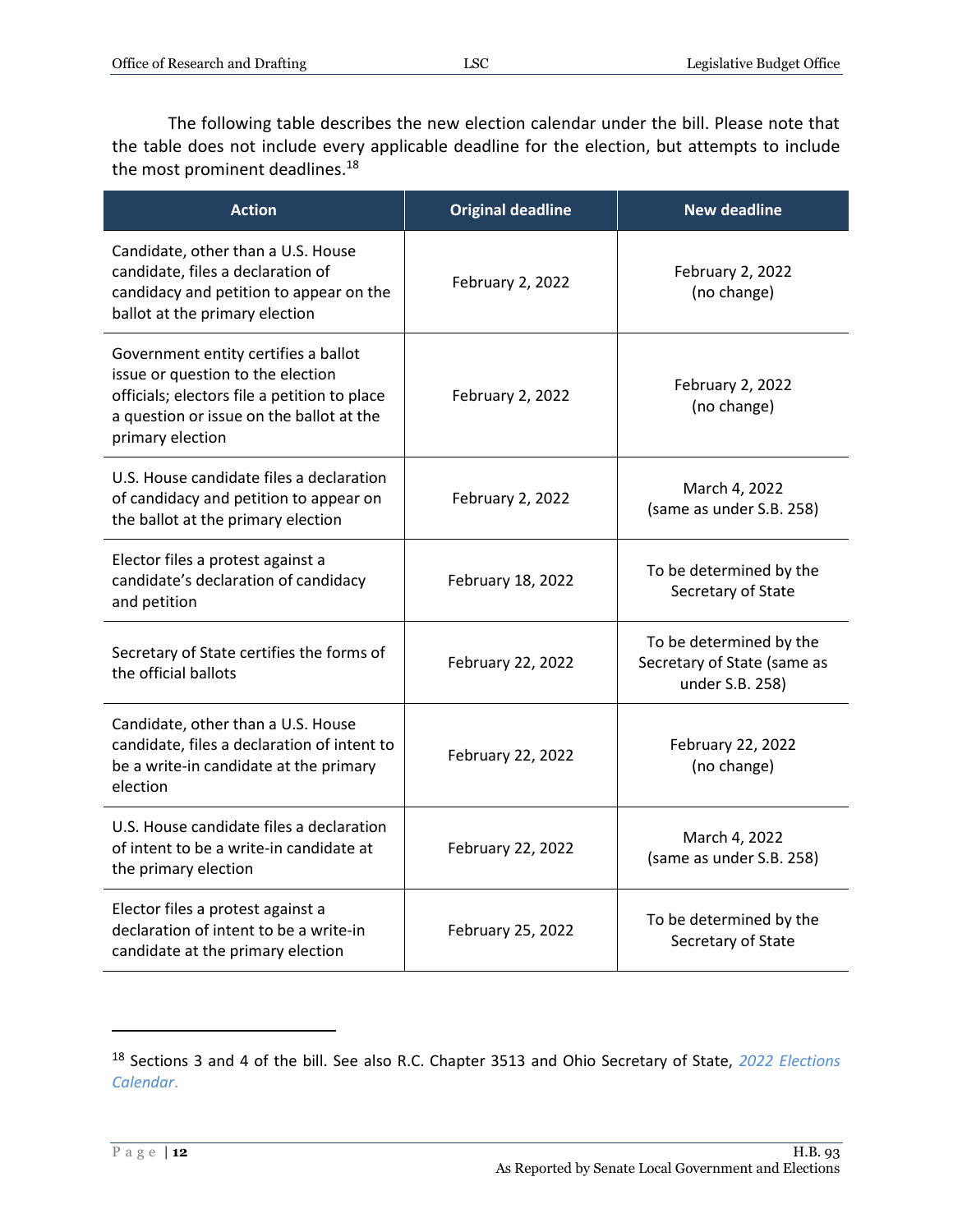The following table describes the new election calendar under the bill. Please note that the table does not include every applicable deadline for the election, but attempts to include the most prominent deadlines.[18]

| Action | Original deadline | New deadline |
|---|---|---|
| Candidate, other than a U.S. House candidate, files a declaration of candidacy and petition to appear on the ballot at the primary election | February 2, 2022 | February 2, 2022 (no change) |
| Government entity certifies a ballot issue or question to the election officials; electors file a petition to place a question or issue on the ballot at the primary election | February 2, 2022 | February 2, 2022 (no change) |
| U.S. House candidate files a declaration of candidacy and petition to appear on the ballot at the primary election | February 2, 2022 | March 4, 2022 (same as under S.B. 258) |
| Elector files a protest against a candidate's declaration of candidacy and petition | February 18, 2022 | To be determined by the Secretary of State |
| Secretary of State certifies the forms of the official ballots | February 22, 2022 | To be determined by the Secretary of State (same as under S.B. 258) |
| Candidate, other than a U.S. House candidate, files a declaration of intent to be a write-in candidate at the primary election | February 22, 2022 | February 22, 2022 (no change) |
| U.S. House candidate files a declaration of intent to be a write-in candidate at the primary election | February 22, 2022 | March 4, 2022 (same as under S.B. 258) |
| Elector files a protest against a declaration of intent to be a write-in candidate at the primary election | February 25, 2022 | To be determined by the Secretary of State |

[18] Sections 3 and 4 of the bill. See also R.C. Chapter 3513 and Ohio Secretary of State, *2022 Elections Calendar*.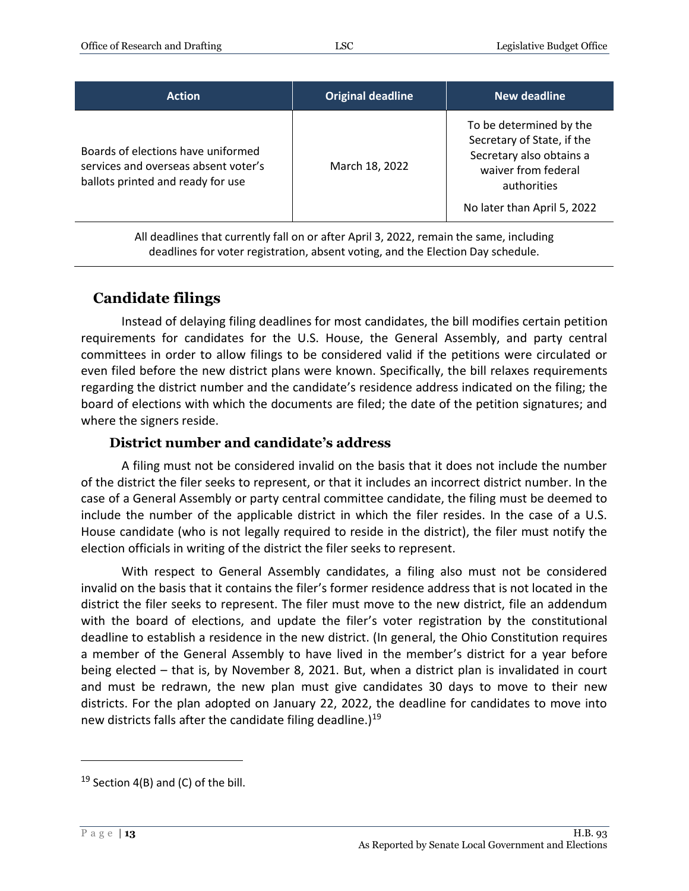| Action | Original deadline | New deadline |
|---|---|---|
| Boards of elections have uniformed services and overseas absent voter's ballots printed and ready for use | March 18, 2022 | To be determined by the Secretary of State, if the Secretary also obtains a waiver from federal authorities<br><br>No later than April 5, 2022 |

All deadlines that currently fall on or after April 3, 2022, remain the same, including deadlines for voter registration, absent voting, and the Election Day schedule.

## Candidate filings

Instead of delaying filing deadlines for most candidates, the bill modifies certain petition requirements for candidates for the U.S. House, the General Assembly, and party central committees in order to allow filings to be considered valid if the petitions were circulated or even filed before the new district plans were known. Specifically, the bill relaxes requirements regarding the district number and the candidate's residence address indicated on the filing; the board of elections with which the documents are filed; the date of the petition signatures; and where the signers reside.

### District number and candidate's address

A filing must not be considered invalid on the basis that it does not include the number of the district the filer seeks to represent, or that it includes an incorrect district number. In the case of a General Assembly or party central committee candidate, the filing must be deemed to include the number of the applicable district in which the filer resides. In the case of a U.S. House candidate (who is not legally required to reside in the district), the filer must notify the election officials in writing of the district the filer seeks to represent.

With respect to General Assembly candidates, a filing also must not be considered invalid on the basis that it contains the filer's former residence address that is not located in the district the filer seeks to represent. The filer must move to the new district, file an addendum with the board of elections, and update the filer's voter registration by the constitutional deadline to establish a residence in the new district. (In general, the Ohio Constitution requires a member of the General Assembly to have lived in the member's district for a year before being elected – that is, by November 8, 2021. But, when a district plan is invalidated in court and must be redrawn, the new plan must give candidates 30 days to move to their new districts. For the plan adopted on January 22, 2022, the deadline for candidates to move into new districts falls after the candidate filing deadline.)[19]

[19] Section 4(B) and (C) of the bill.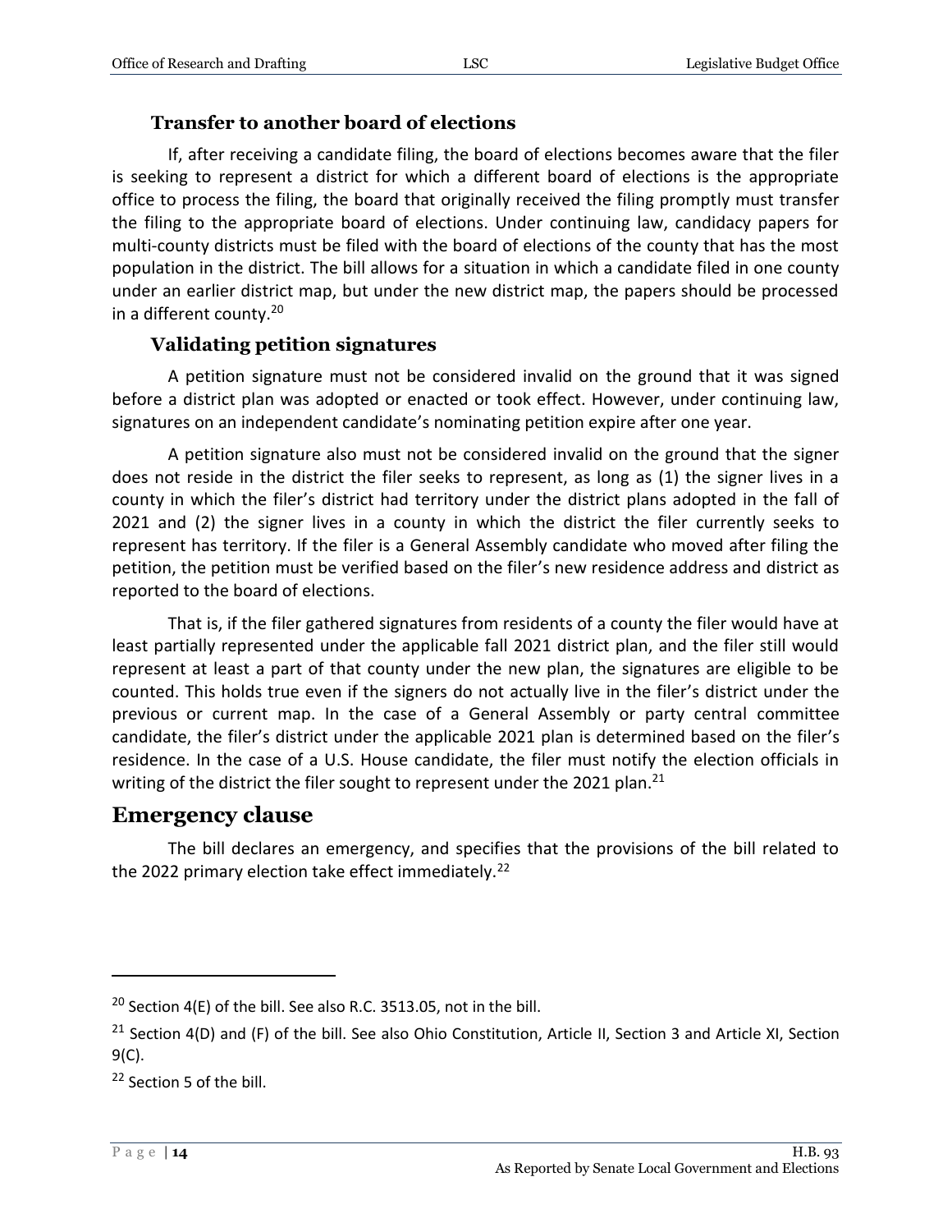### Transfer to another board of elections

If, after receiving a candidate filing, the board of elections becomes aware that the filer is seeking to represent a district for which a different board of elections is the appropriate office to process the filing, the board that originally received the filing promptly must transfer the filing to the appropriate board of elections. Under continuing law, candidacy papers for multi-county districts must be filed with the board of elections of the county that has the most population in the district. The bill allows for a situation in which a candidate filed in one county under an earlier district map, but under the new district map, the papers should be processed in a different county.[20]

### Validating petition signatures

A petition signature must not be considered invalid on the ground that it was signed before a district plan was adopted or enacted or took effect. However, under continuing law, signatures on an independent candidate's nominating petition expire after one year.

A petition signature also must not be considered invalid on the ground that the signer does not reside in the district the filer seeks to represent, as long as (1) the signer lives in a county in which the filer's district had territory under the district plans adopted in the fall of 2021 and (2) the signer lives in a county in which the district the filer currently seeks to represent has territory. If the filer is a General Assembly candidate who moved after filing the petition, the petition must be verified based on the filer's new residence address and district as reported to the board of elections.

That is, if the filer gathered signatures from residents of a county the filer would have at least partially represented under the applicable fall 2021 district plan, and the filer still would represent at least a part of that county under the new plan, the signatures are eligible to be counted. This holds true even if the signers do not actually live in the filer's district under the previous or current map. In the case of a General Assembly or party central committee candidate, the filer's district under the applicable 2021 plan is determined based on the filer's residence. In the case of a U.S. House candidate, the filer must notify the election officials in writing of the district the filer sought to represent under the 2021 plan.[21]

## Emergency clause

The bill declares an emergency, and specifies that the provisions of the bill related to the 2022 primary election take effect immediately.[22]

---

[20] Section 4(E) of the bill. See also R.C. 3513.05, not in the bill.

[21] Section 4(D) and (F) of the bill. See also Ohio Constitution, Article II, Section 3 and Article XI, Section 9(C).

[22] Section 5 of the bill.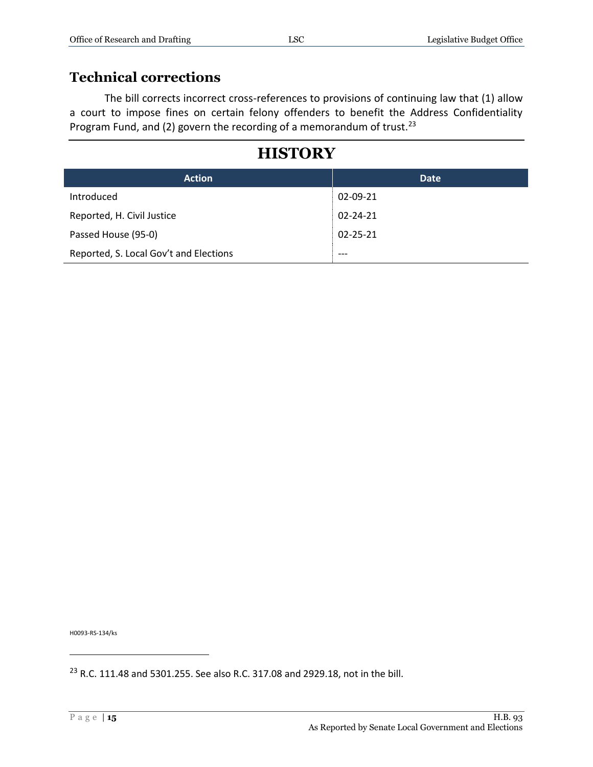## Technical corrections

The bill corrects incorrect cross-references to provisions of continuing law that (1) allow a court to impose fines on certain felony offenders to benefit the Address Confidentiality Program Fund, and (2) govern the recording of a memorandum of trust.[23]

# HISTORY

| Action | Date |
|---|---|
| Introduced | 02-09-21 |
| Reported, H. Civil Justice | 02-24-21 |
| Passed House (95-0) | 02-25-21 |
| Reported, S. Local Gov't and Elections | --- |

H0093-RS-134/ks

[23] R.C. 111.48 and 5301.255. See also R.C. 317.08 and 2929.18, not in the bill.